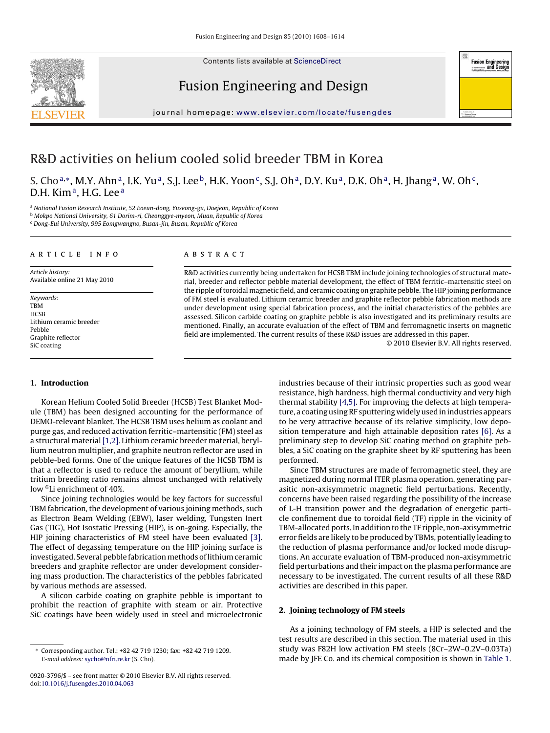# R&D activities on helium cooled solid breeder TBM in Korea

S. Cho[a,*], M.Y. Ahn[a], I.K. Yu[a], S.J. Lee[b], H.K. Yoon[c], S.J. Oh[a], D.Y. Ku[a], D.K. Oh[a], H. Jhang[a], W. Oh[c], D.H. Kim[a], H.G. Lee[a]

[a] National Fusion Research Institute, 52 Eoeun-dong, Yuseong-gu, Daejeon, Republic of Korea
[b] Mokpo National University, 61 Dorim-ri, Cheonggye-myeon, Muan, Republic of Korea
[c] Dong-Eui University, 995 Eomgwangno, Busan-jin, Busan, Republic of Korea

## ARTICLE INFO

*Article history:*
Available online 21 May 2010

*Keywords:*
TBM
HCSB
Lithium ceramic breeder
Pebble
Graphite reflector
SiC coating

## ABSTRACT

R&D activities currently being undertaken for HCSB TBM include joining technologies of structural material, breeder and reflector pebble material development, the effect of TBM ferritic–martensitic steel on the ripple of toroidal magnetic field, and ceramic coating on graphite pebble. The HIP joining performance of FM steel is evaluated. Lithium ceramic breeder and graphite reflector pebble fabrication methods are under development using special fabrication process, and the initial characteristics of the pebbles are assessed. Silicon carbide coating on graphite pebble is also investigated and its preliminary results are mentioned. Finally, an accurate evaluation of the effect of TBM and ferromagnetic inserts on magnetic field are implemented. The current results of these R&D issues are addressed in this paper.

© 2010 Elsevier B.V. All rights reserved.

## 1. Introduction

Korean Helium Cooled Solid Breeder (HCSB) Test Blanket Module (TBM) has been designed accounting for the performance of DEMO-relevant blanket. The HCSB TBM uses helium as coolant and purge gas, and reduced activation ferritic–martensitic (FM) steel as a structural material [1,2]. Lithium ceramic breeder material, beryllium neutron multiplier, and graphite neutron reflector are used in pebble-bed forms. One of the unique features of the HCSB TBM is that a reflector is used to reduce the amount of beryllium, while tritium breeding ratio remains almost unchanged with relatively low $^{6}$Li enrichment of 40%.

Since joining technologies would be key factors for successful TBM fabrication, the development of various joining methods, such as Electron Beam Welding (EBW), laser welding, Tungsten Inert Gas (TIG), Hot Isostatic Pressing (HIP), is on-going. Especially, the HIP joining characteristics of FM steel have been evaluated [3]. The effect of degassing temperature on the HIP joining surface is investigated. Several pebble fabrication methods of lithium ceramic breeders and graphite reflector are under development considering mass production. The characteristics of the pebbles fabricated by various methods are assessed.

A silicon carbide coating on graphite pebble is important to prohibit the reaction of graphite with steam or air. Protective SiC coatings have been widely used in steel and microelectronic industries because of their intrinsic properties such as good wear resistance, high hardness, high thermal conductivity and very high thermal stability [4,5]. For improving the defects at high temperature, a coating using RF sputtering widely used in industries appears to be very attractive because of its relative simplicity, low deposition temperature and high attainable deposition rates [6]. As a preliminary step to develop SiC coating method on graphite pebbles, a SiC coating on the graphite sheet by RF sputtering has been performed.

Since TBM structures are made of ferromagnetic steel, they are magnetized during normal ITER plasma operation, generating parasitic non-axisymmetric magnetic field perturbations. Recently, concerns have been raised regarding the possibility of the increase of L-H transition power and the degradation of energetic particle confinement due to toroidal field (TF) ripple in the vicinity of TBM-allocated ports. In addition to the TF ripple, non-axisymmetric error fields are likely to be produced by TBMs, potentially leading to the reduction of plasma performance and/or locked mode disruptions. An accurate evaluation of TBM-produced non-axisymmetric field perturbations and their impact on the plasma performance are necessary to be investigated. The current results of all these R&D activities are described in this paper.

## 2. Joining technology of FM steels

As a joining technology of FM steels, a HIP is selected and the test results are described in this section. The material used in this study was F82H low activation FM steels (8Cr–2W–0.2V–0.03Ta) made by JFE Co. and its chemical composition is shown in Table 1.

---

* Corresponding author. Tel.: +82 42 719 1230; fax: +82 42 719 1209.
*E-mail address:* sycho@nfri.re.kr (S. Cho).

0920-3796/$ – see front matter © 2010 Elsevier B.V. All rights reserved.
doi:10.1016/j.fusengdes.2010.04.063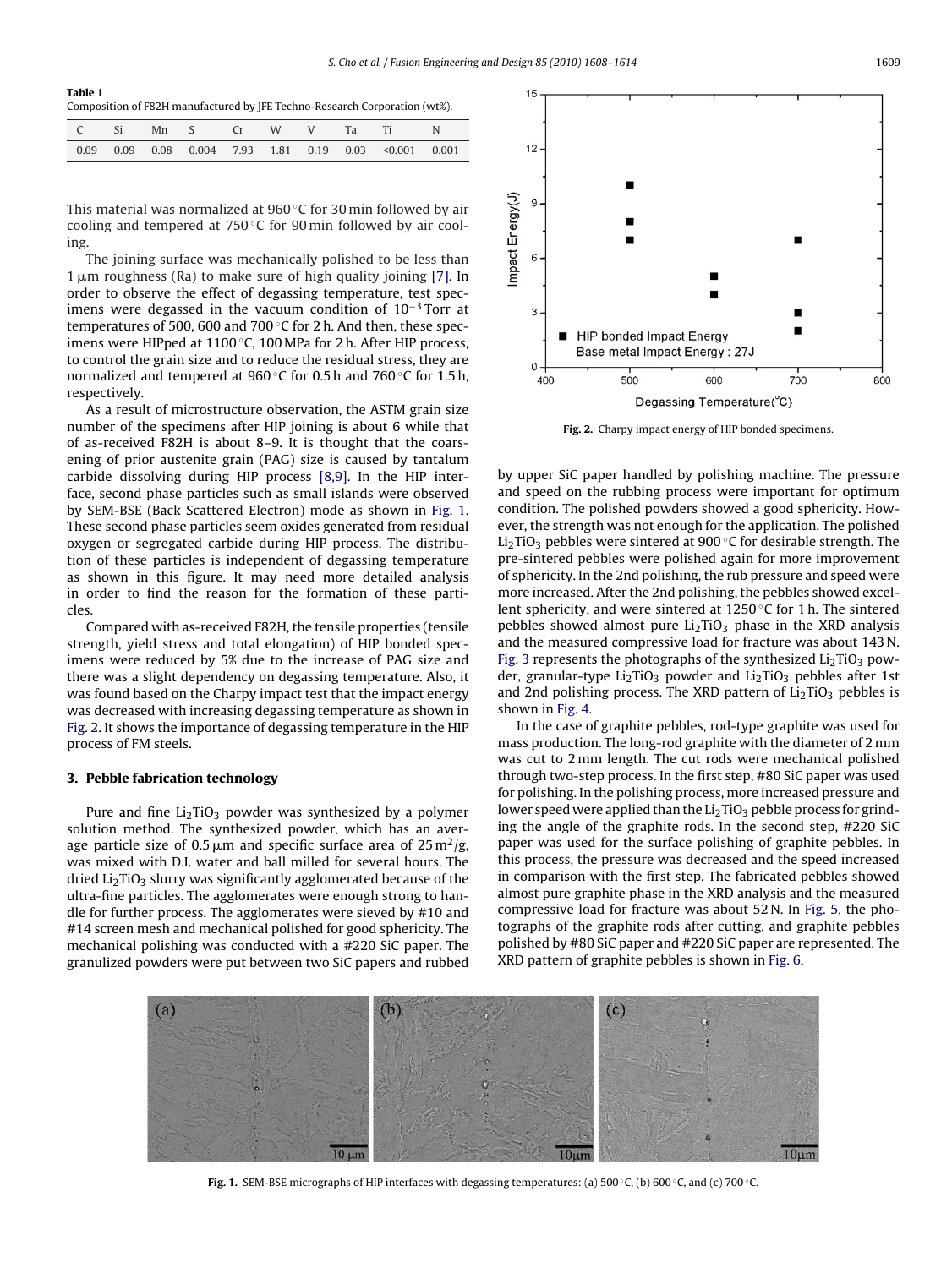**Table 1**
Composition of F82H manufactured by JFE Techno-Research Corporation (wt%).

| C | Si | Mn | S | Cr | W | V | Ta | Ti | N |
|---|---|---|---|---|---|---|---|---|---|
| 0.09 | 0.09 | 0.08 | 0.004 | 7.93 | 1.81 | 0.19 | 0.03 | <0.001 | 0.001 |

This material was normalized at 960 °C for 30 min followed by air cooling and tempered at 750 °C for 90 min followed by air cooling.

The joining surface was mechanically polished to be less than 1 μm roughness (Ra) to make sure of high quality joining [7]. In order to observe the effect of degassing temperature, test specimens were degassed in the vacuum condition of $10^{-3}$ Torr at temperatures of 500, 600 and 700 °C for 2 h. And then, these specimens were HIPped at 1100 °C, 100 MPa for 2 h. After HIP process, to control the grain size and to reduce the residual stress, they are normalized and tempered at 960 °C for 0.5 h and 760 °C for 1.5 h, respectively.

As a result of microstructure observation, the ASTM grain size number of the specimens after HIP joining is about 6 while that of as-received F82H is about 8–9. It is thought that the coarsening of prior austenite grain (PAG) size is caused by tantalum carbide dissolving during HIP process [8,9]. In the HIP interface, second phase particles such as small islands were observed by SEM-BSE (Back Scattered Electron) mode as shown in Fig. 1. These second phase particles seem oxides generated from residual oxygen or segregated carbide during HIP process. The distribution of these particles is independent of degassing temperature as shown in this figure. It may need more detailed analysis in order to find the reason for the formation of these particles.

Compared with as-received F82H, the tensile properties (tensile strength, yield stress and total elongation) of HIP bonded specimens were reduced by 5% due to the increase of PAG size and there was a slight dependency on degassing temperature. Also, it was found based on the Charpy impact test that the impact energy was decreased with increasing degassing temperature as shown in Fig. 2. It shows the importance of degassing temperature in the HIP process of FM steels.

**Fig. 2.** Charpy impact energy of HIP bonded specimens.

## 3. Pebble fabrication technology

Pure and fine $Li_2TiO_3$ powder was synthesized by a polymer solution method. The synthesized powder, which has an average particle size of 0.5 μm and specific surface area of 25 $m^2$/g, was mixed with D.I. water and ball milled for several hours. The dried $Li_2TiO_3$ slurry was significantly agglomerated because of the ultra-fine particles. The agglomerates were enough strong to handle for further process. The agglomerates were sieved by #10 and #14 screen mesh and mechanical polished for good sphericity. The mechanical polishing was conducted with a #220 SiC paper. The granulized powders were put between two SiC papers and rubbed by upper SiC paper handled by polishing machine. The pressure and speed on the rubbing process were important for optimum condition. The polished powders showed a good sphericity. However, the strength was not enough for the application. The polished $Li_2TiO_3$ pebbles were sintered at 900 °C for desirable strength. The pre-sintered pebbles were polished again for more improvement of sphericity. In the 2nd polishing, the rub pressure and speed were more increased. After the 2nd polishing, the pebbles showed excellent sphericity, and were sintered at 1250 °C for 1 h. The sintered pebbles showed almost pure $Li_2TiO_3$ phase in the XRD analysis and the measured compressive load for fracture was about 143 N. Fig. 3 represents the photographs of the synthesized $Li_2TiO_3$ powder, granular-type $Li_2TiO_3$ powder and $Li_2TiO_3$ pebbles after 1st and 2nd polishing process. The XRD pattern of $Li_2TiO_3$ pebbles is shown in Fig. 4.

In the case of graphite pebbles, rod-type graphite was used for mass production. The long-rod graphite with the diameter of 2 mm was cut to 2 mm length. The cut rods were mechanical polished through two-step process. In the first step, #80 SiC paper was used for polishing. In the polishing process, more increased pressure and lower speed were applied than the $Li_2TiO_3$ pebble process for grinding the angle of the graphite rods. In the second step, #220 SiC paper was used for the surface polishing of graphite pebbles. In this process, the pressure was decreased and the speed increased in comparison with the first step. The fabricated pebbles showed almost pure graphite phase in the XRD analysis and the measured compressive load for fracture was about 52 N. In Fig. 5, the photographs of the graphite rods after cutting, and graphite pebbles polished by #80 SiC paper and #220 SiC paper are represented. The XRD pattern of graphite pebbles is shown in Fig. 6.

**Fig. 1.** SEM-BSE micrographs of HIP interfaces with degassing temperatures: (a) 500 °C, (b) 600 °C, and (c) 700 °C.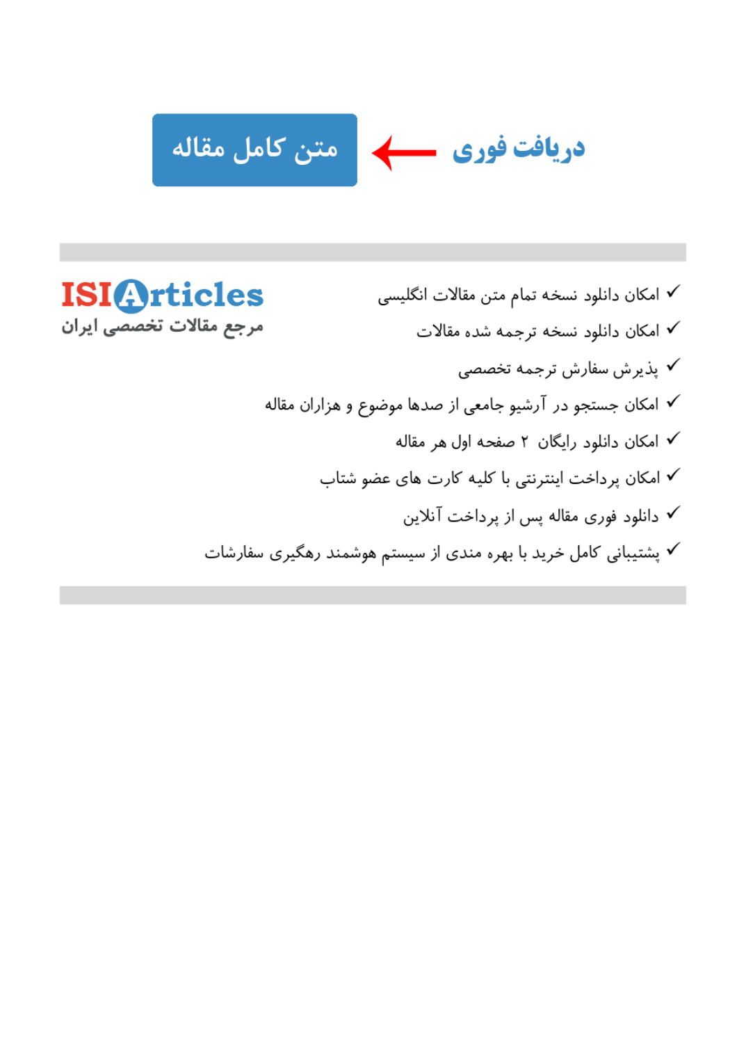دریافت فوری ← **متن کامل مقاله**

**ISIArticles**
مرجع مقالات تخصصی ایران

- ✓ امکان دانلود نسخه تمام متن مقالات انگلیسی
- ✓ امکان دانلود نسخه ترجمه شده مقالات
- ✓ پذیرش سفارش ترجمه تخصصی
- ✓ امکان جستجو در آرشیو جامعی از صدها موضوع و هزاران مقاله
- ✓ امکان دانلود رایگان ۲ صفحه اول هر مقاله
- ✓ امکان پرداخت اینترنتی با کلیه کارت های عضو شتاب
- ✓ دانلود فوری مقاله پس از پرداخت آنلاین
- ✓ پشتیبانی کامل خرید با بهره مندی از سیستم هوشمند رهگیری سفارشات